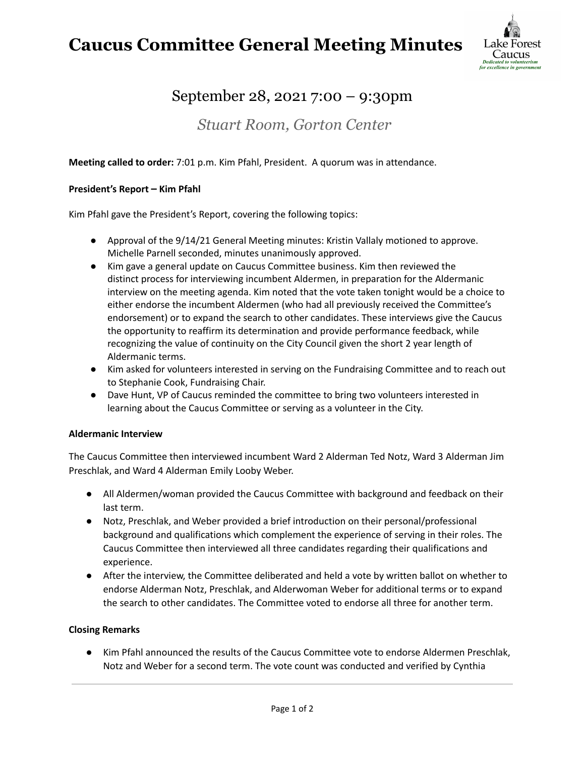# Caucus Committee General Meeting Minutes

Lake Forest Caucus
*Dedicated to volunteerism for excellence in government*

## September 28, 2021 7:00 – 9:30pm

### *Stuart Room, Gorton Center*

**Meeting called to order:** 7:01 p.m. Kim Pfahl, President. A quorum was in attendance.

**President's Report – Kim Pfahl**

Kim Pfahl gave the President's Report, covering the following topics:

- Approval of the 9/14/21 General Meeting minutes: Kristin Vallaly motioned to approve. Michelle Parnell seconded, minutes unanimously approved.
- Kim gave a general update on Caucus Committee business. Kim then reviewed the distinct process for interviewing incumbent Aldermen, in preparation for the Aldermanic interview on the meeting agenda. Kim noted that the vote taken tonight would be a choice to either endorse the incumbent Aldermen (who had all previously received the Committee's endorsement) or to expand the search to other candidates. These interviews give the Caucus the opportunity to reaffirm its determination and provide performance feedback, while recognizing the value of continuity on the City Council given the short 2 year length of Aldermanic terms.
- Kim asked for volunteers interested in serving on the Fundraising Committee and to reach out to Stephanie Cook, Fundraising Chair.
- Dave Hunt, VP of Caucus reminded the committee to bring two volunteers interested in learning about the Caucus Committee or serving as a volunteer in the City.

**Aldermanic Interview**

The Caucus Committee then interviewed incumbent Ward 2 Alderman Ted Notz, Ward 3 Alderman Jim Preschlak, and Ward 4 Alderman Emily Looby Weber.

- All Aldermen/woman provided the Caucus Committee with background and feedback on their last term.
- Notz, Preschlak, and Weber provided a brief introduction on their personal/professional background and qualifications which complement the experience of serving in their roles. The Caucus Committee then interviewed all three candidates regarding their qualifications and experience.
- After the interview, the Committee deliberated and held a vote by written ballot on whether to endorse Alderman Notz, Preschlak, and Alderwoman Weber for additional terms or to expand the search to other candidates. The Committee voted to endorse all three for another term.

**Closing Remarks**

- Kim Pfahl announced the results of the Caucus Committee vote to endorse Aldermen Preschlak, Notz and Weber for a second term. The vote count was conducted and verified by Cynthia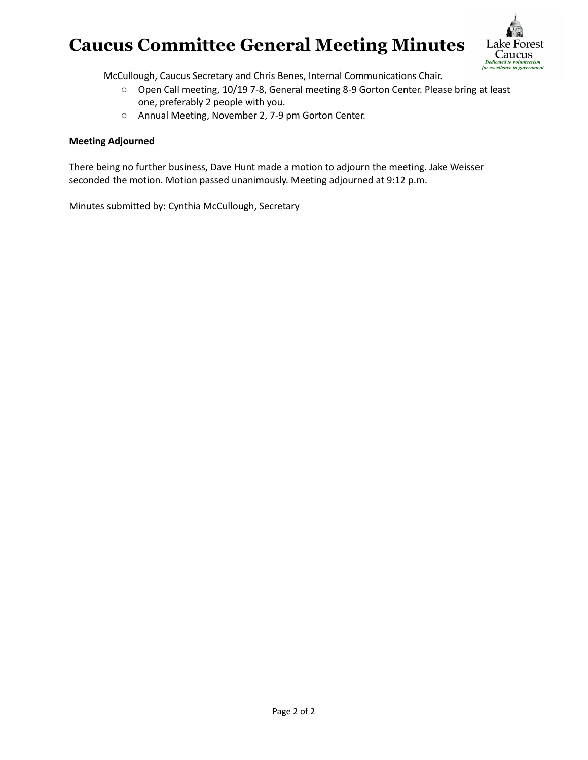McCullough, Caucus Secretary and Chris Benes, Internal Communications Chair.

- Open Call meeting, 10/19 7-8, General meeting 8-9 Gorton Center. Please bring at least one, preferably 2 people with you.
- Annual Meeting, November 2, 7-9 pm Gorton Center.

**Meeting Adjourned**

There being no further business, Dave Hunt made a motion to adjourn the meeting. Jake Weisser seconded the motion. Motion passed unanimously. Meeting adjourned at 9:12 p.m.

Minutes submitted by: Cynthia McCullough, Secretary